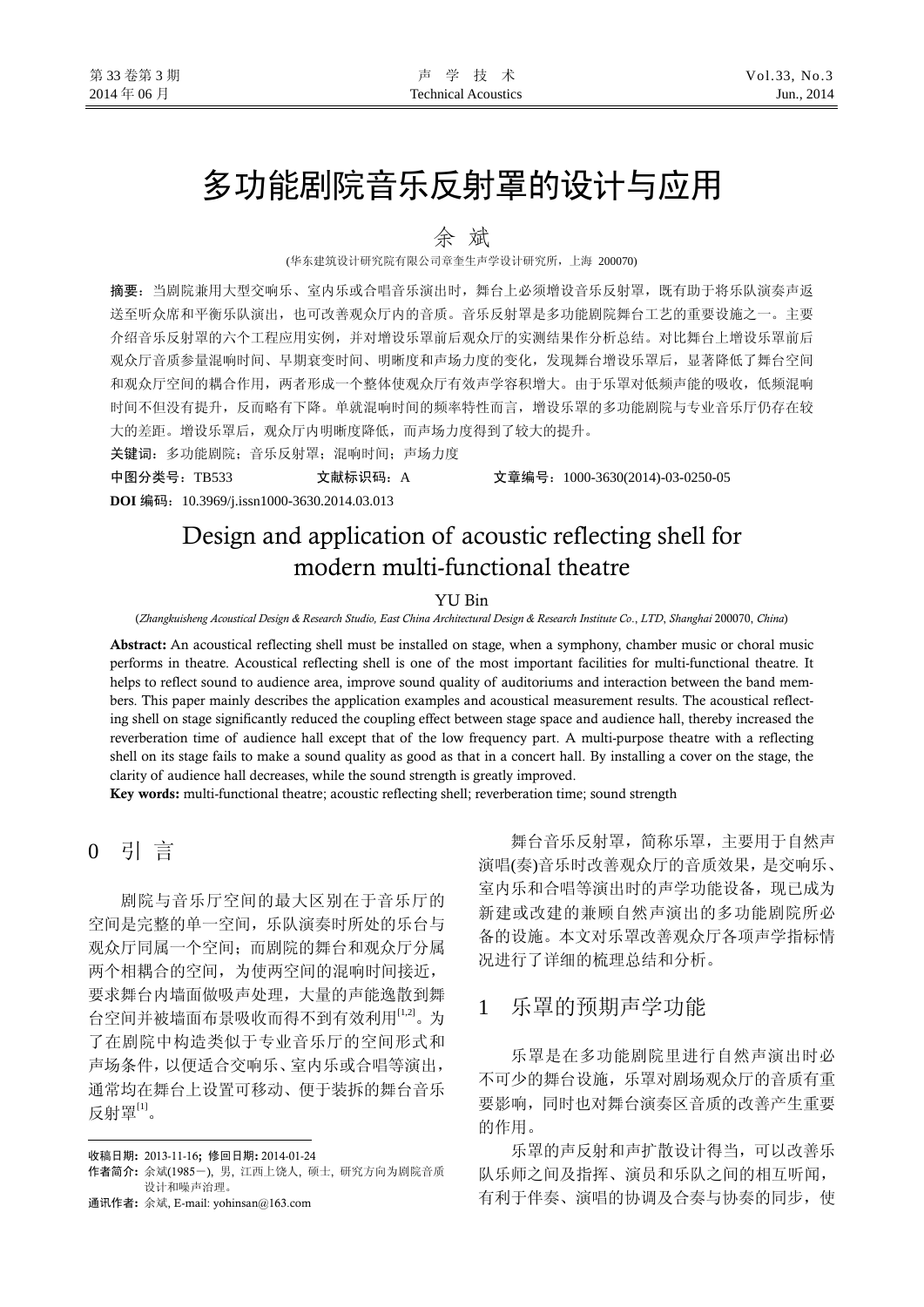# 多功能剧院音乐反射罩的设计与应用

余 斌

(华东建筑设计研究院有限公司章奎生声学设计研究所，上海 200070)

**摘要**：当剧院兼用大型交响乐、室内乐或合唱音乐演出时，舞台上必须增设音乐反射罩，既有助于将乐队演奏声返送至听众席和平衡乐队演出，也可改善观众厅内的音质。音乐反射罩是多功能剧院舞台工艺的重要设施之一。主要介绍音乐反射罩的六个工程应用实例，并对增设乐罩前后观众厅的实测结果作分析总结。对比舞台上增设乐罩前后观众厅音质参量混响时间、早期衰变时间、明晰度和声场力度的变化，发现舞台增设乐罩后，显著降低了舞台空间和观众厅空间的耦合作用，两者形成一个整体使观众厅有效声学容积增大。由于乐罩对低频声能的吸收，低频混响时间不但没有提升，反而略有下降。单就混响时间的频率特性而言，增设乐罩的多功能剧院与专业音乐厅仍存在较大的差距。增设乐罩后，观众厅内明晰度降低，而声场力度得到了较大的提升。

**关键词**：多功能剧院；音乐反射罩；混响时间；声场力度

**中图分类号**：TB533　　　**文献标识码**：A　　　**文章编号**：1000-3630(2014)-03-0250-05

**DOI 编码**：10.3969/j.issn1000-3630.2014.03.013

# Design and application of acoustic reflecting shell for modern multi-functional theatre

YU Bin

(*Zhangkuisheng Acoustical Design & Research Studio, East China Architectural Design & Research Institute Co., LTD, Shanghai* 200070, *China*)

**Abstract:** An acoustical reflecting shell must be installed on stage, when a symphony, chamber music or choral music performs in theatre. Acoustical reflecting shell is one of the most important facilities for multi-functional theatre. It helps to reflect sound to audience area, improve sound quality of auditoriums and interaction between the band members. This paper mainly describes the application examples and acoustical measurement results. The acoustical reflecting shell on stage significantly reduced the coupling effect between stage space and audience hall, thereby increased the reverberation time of audience hall except that of the low frequency part. A multi-purpose theatre with a reflecting shell on its stage fails to make a sound quality as good as that in a concert hall. By installing a cover on the stage, the clarity of audience hall decreases, while the sound strength is greatly improved.

**Key words:** multi-functional theatre; acoustic reflecting shell; reverberation time; sound strength

## 0 引 言

剧院与音乐厅空间的最大区别在于音乐厅的空间是完整的单一空间，乐队演奏时所处的乐台与观众厅同属一个空间；而剧院的舞台和观众厅分属两个相耦合的空间，为使两空间的混响时间接近，要求舞台内墙面做吸声处理，大量的声能逸散到舞台空间并被墙面布景吸收而得不到有效利用[1,2]。为了在剧院中构造类似于专业音乐厅的空间形式和声场条件，以便适合交响乐、室内乐或合唱等演出，通常均在舞台上设置可移动、便于装拆的舞台音乐反射罩[1]。

舞台音乐反射罩，简称乐罩，主要用于自然声演唱(奏)音乐时改善观众厅的音质效果，是交响乐、室内乐和合唱等演出时的声学功能设备，现已成为新建或改建的兼顾自然声演出的多功能剧院所必备的设施。本文对乐罩改善观众厅各项声学指标情况进行了详细的梳理总结和分析。

## 1 乐罩的预期声学功能

乐罩是在多功能剧院里进行自然声演出时必不可少的舞台设施，乐罩对剧场观众厅的音质有重要影响，同时也对舞台演奏区音质的改善产生重要的作用。

乐罩的声反射和声扩散设计得当，可以改善乐队乐师之间及指挥、演员和乐队之间的相互听闻，有利于伴奏、演唱的协调及合奏与协奏的同步，使

---

收稿日期：2013-11-16；修回日期：2014-01-24

作者简介：余斌(1985－)，男，江西上饶人，硕士，研究方向为剧院音质设计和噪声治理。

通讯作者：余斌，E-mail: yohinsan@163.com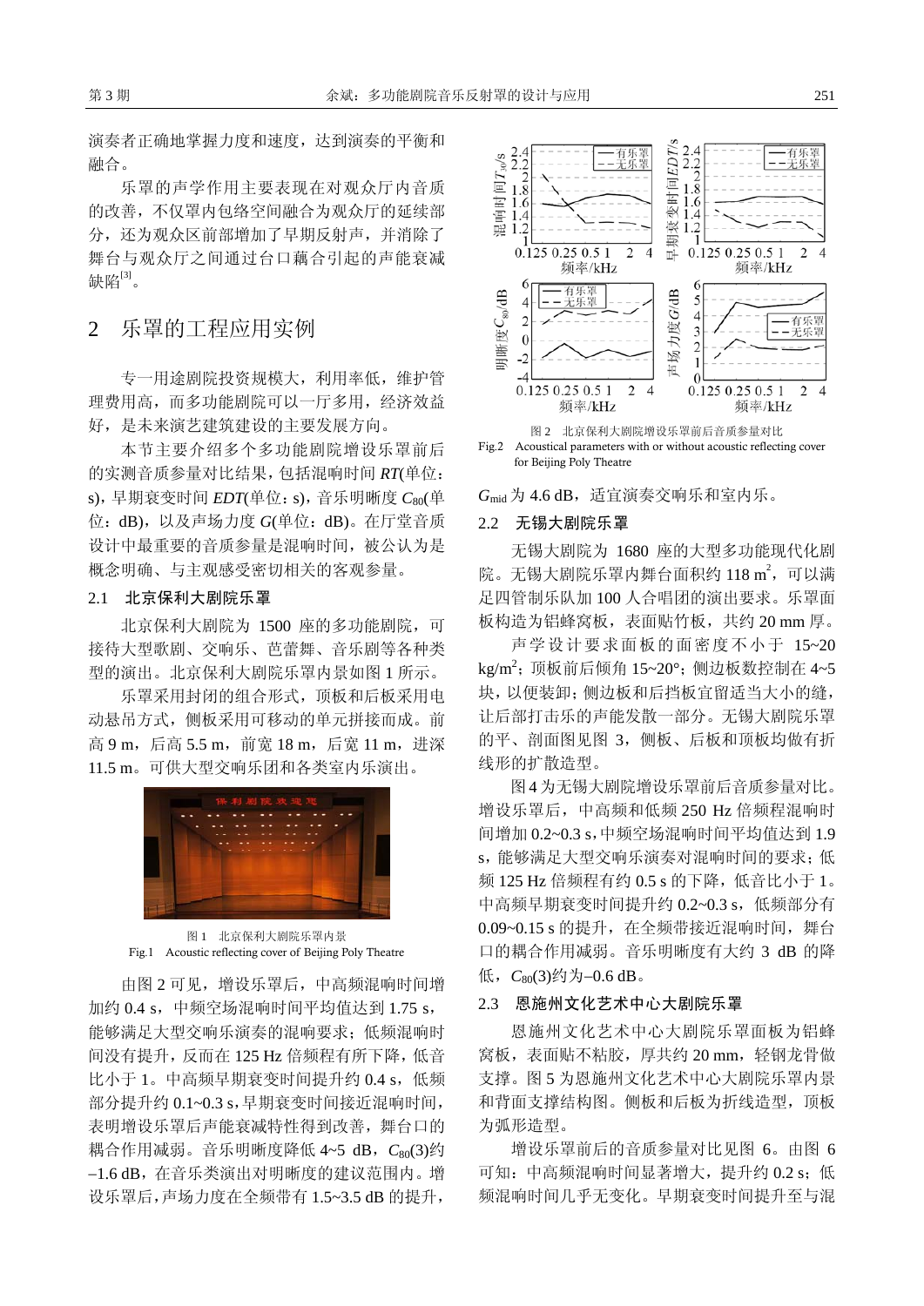演奏者正确地掌握力度和速度，达到演奏的平衡和融合。

乐罩的声学作用主要表现在对观众厅内音质的改善，不仅罩内包络空间融合为观众厅的延续部分，还为观众区前部增加了早期反射声，并消除了舞台与观众厅之间通过台口藕合引起的声能衰减缺陷[3]。

## 2 乐罩的工程应用实例

专一用途剧院投资规模大，利用率低，维护管理费用高，而多功能剧院可以一厅多用，经济效益好，是未来演艺建筑建设的主要发展方向。

本节主要介绍多个多功能剧院增设乐罩前后的实测音质参量对比结果，包括混响时间 $RT$(单位：s)，早期衰变时间 $EDT$(单位：s)，音乐明晰度 $C_{80}$(单位：dB)，以及声场力度 $G$(单位：dB)。在厅堂音质设计中最重要的音质参量是混响时间，被公认为是概念明确、与主观感受密切相关的客观参量。

### 2.1 北京保利大剧院乐罩

北京保利大剧院为 1500 座的多功能剧院，可接待大型歌剧、交响乐、芭蕾舞、音乐剧等各种类型的演出。北京保利大剧院乐罩内景如图 1 所示。

乐罩采用封闭的组合形式，顶板和后板采用电动悬吊方式，侧板采用可移动的单元拼接而成。前高 9 m，后高 5.5 m，前宽 18 m，后宽 11 m，进深 11.5 m。可供大型交响乐团和各类室内乐演出。

图 1 北京保利大剧院乐罩内景

Fig.1 Acoustic reflecting cover of Beijing Poly Theatre

由图 2 可见，增设乐罩后，中高频混响时间增加约 0.4 s，中频空场混响时间平均值达到 1.75 s，能够满足大型交响乐演奏的混响要求；低频混响时间没有提升，反而在 125 Hz 倍频程有所下降，低音比小于 1。中高频早期衰变时间提升约 0.4 s，低频部分提升约 0.1~0.3 s，早期衰变时间接近混响时间，表明增设乐罩后声能衰减特性得到改善，舞台口的耦合作用减弱。音乐明晰度降低 4~5 dB，$C_{80}(3)$约 –1.6 dB，在音乐类演出对明晰度的建议范围内。增设乐罩后，声场力度在全频带有 1.5~3.5 dB 的提升，

图 2 北京保利大剧院增设乐罩前后音质参量对比

Fig.2 Acoustical parameters with or without acoustic reflecting cover for Beijing Poly Theatre

$G_{mid}$ 为 4.6 dB，适宜演奏交响乐和室内乐。

### 2.2 无锡大剧院乐罩

无锡大剧院为 1680 座的大型多功能现代化剧院。无锡大剧院乐罩内舞台面积约 118 m$^2$，可以满足四管制乐队加 100 人合唱团的演出要求。乐罩面板构造为铝蜂窝板，表面贴竹板，共约 20 mm 厚。

声学设计要求面板的面密度不小于 15~20 kg/m$^2$；顶板前后倾角 15~20°；侧边板数控制在 4~5 块，以便装卸；侧边板和后挡板宜留适当大小的缝，让后部打击乐的声能发散一部分。无锡大剧院乐罩的平、剖面图见图 3，侧板、后板和顶板均做有折线形的扩散造型。

图 4 为无锡大剧院增设乐罩前后音质参量对比。增设乐罩后，中高频和低频 250 Hz 倍频程混响时间增加 0.2~0.3 s，中频空场混响时间平均值达到 1.9 s，能够满足大型交响乐演奏对混响时间的要求；低频 125 Hz 倍频程有约 0.5 s 的下降，低音比小于 1。中高频早期衰变时间提升约 0.2~0.3 s，低频部分有 0.09~0.15 s 的提升，在全频带接近混响时间，舞台口的耦合作用减弱。音乐明晰度有大约 3 dB 的降低，$C_{80}(3)$约为–0.6 dB。

### 2.3 恩施州文化艺术中心大剧院乐罩

恩施州文化艺术中心大剧院乐罩面板为铝蜂窝板，表面贴不粘胶，厚共约 20 mm，轻钢龙骨做支撑。图 5 为恩施州文化艺术中心大剧院乐罩内景和背面支撑结构图。侧板和后板为折线造型，顶板为弧形造型。

增设乐罩前后的音质参量对比见图 6。由图 6 可知：中高频混响时间显著增大，提升约 0.2 s；低频混响时间几乎无变化。早期衰变时间提升至与混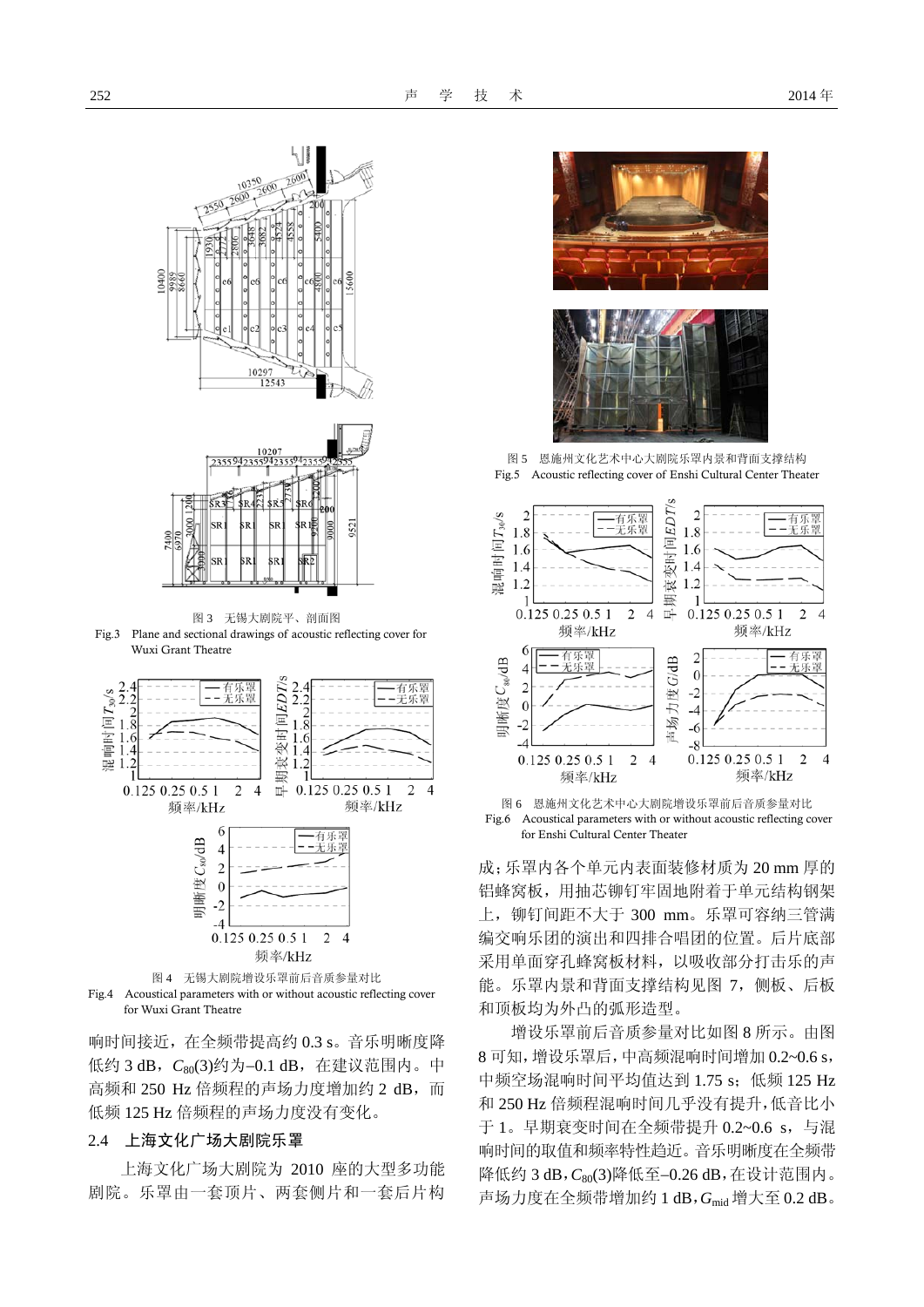图 3　无锡大剧院平、剖面图

Fig.3　Plane and sectional drawings of acoustic reflecting cover for Wuxi Grant Theatre

图 4　无锡大剧院增设乐罩前后音质参量对比

Fig.4　Acoustical parameters with or without acoustic reflecting cover for Wuxi Grant Theatre

响时间接近，在全频带提高约 0.3 s。音乐明晰度降低约 3 dB，$C_{80}(3)$约为–0.1 dB，在建议范围内。中高频和 250 Hz 倍频程的声场力度增加约 2 dB，而低频 125 Hz 倍频程的声场力度没有变化。

## 2.4　上海文化广场大剧院乐罩

上海文化广场大剧院为 2010 座的大型多功能剧院。乐罩由一套顶片、两套侧片和一套后片构成；乐罩内各个单元内表面装修材质为 20 mm 厚的铝蜂窝板，用抽芯铆钉牢固地附着于单元结构钢架上，铆钉间距不大于 300 mm。乐罩可容纳三管满编交响乐团的演出和四排合唱团的位置。后片底部采用单面穿孔蜂窝板材料，以吸收部分打击乐的声能。乐罩内景和背面支撑结构见图 7，侧板、后板和顶板均为外凸的弧形造型。

图 5　恩施州文化艺术中心大剧院乐罩内景和背面支撑结构

Fig.5　Acoustic reflecting cover of Enshi Cultural Center Theater

图 6　恩施州文化艺术中心大剧院增设乐罩前后音质参量对比

Fig.6　Acoustical parameters with or without acoustic reflecting cover for Enshi Cultural Center Theater

增设乐罩前后音质参量对比如图 8 所示。由图 8 可知，增设乐罩后，中高频混响时间增加 0.2~0.6 s，中频空场混响时间平均值达到 1.75 s；低频 125 Hz 和 250 Hz 倍频程混响时间几乎没有提升，低音比小于 1。早期衰变时间在全频带提升 0.2~0.6 s，与混响时间的取值和频率特性趋近。音乐明晰度在全频带降低约 3 dB，$C_{80}(3)$降低至–0.26 dB，在设计范围内。声场力度在全频带增加约 1 dB，$G_{mid}$ 增大至 0.2 dB。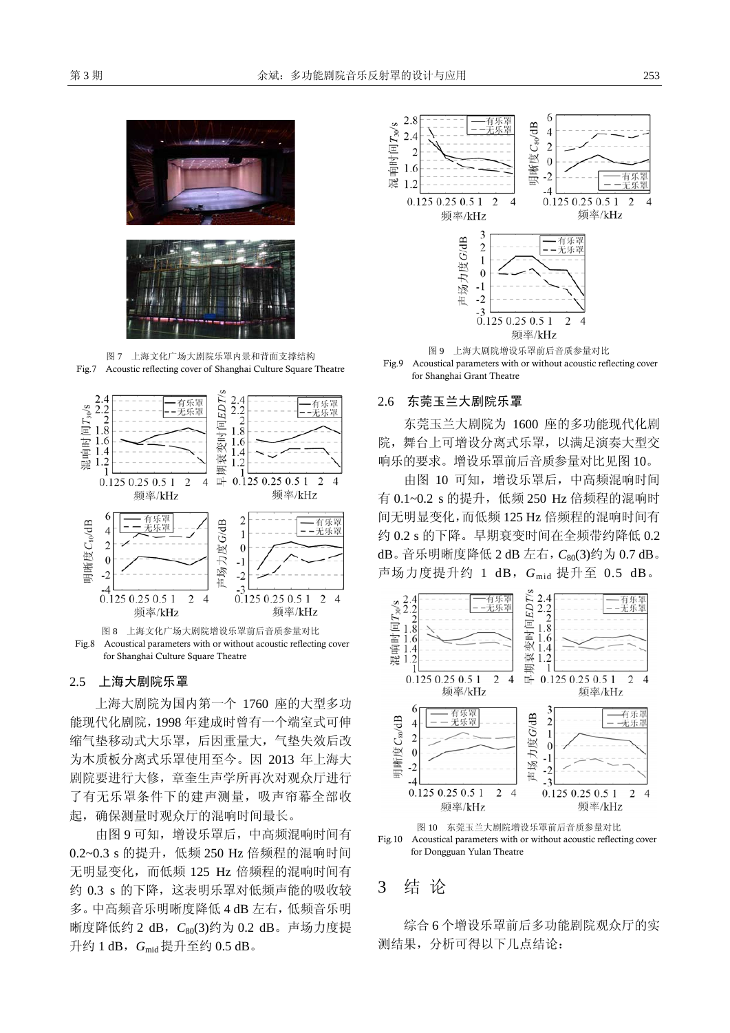图 7 上海文化广场大剧院乐罩内景和背面支撑结构

Fig.7 Acoustic reflecting cover of Shanghai Culture Square Theatre

图 8 上海文化广场大剧院增设乐罩前后音质参量对比

Fig.8 Acoustical parameters with or without acoustic reflecting cover for Shanghai Culture Square Theatre

## 2.5 上海大剧院乐罩

上海大剧院为国内第一个 1760 座的大型多功能现代化剧院，1998 年建成时曾有一个端室式可伸缩气垫移动式大乐罩，后因重量大，气垫失效后改为木质板分离式乐罩使用至今。因 2013 年上海大剧院要进行大修，章奎生声学所再次对观众厅进行了有无乐罩条件下的建声测量，吸声帘幕全部收起，确保测量时观众厅的混响时间最长。

由图 9 可知，增设乐罩后，中高频混响时间有 0.2~0.3 s 的提升，低频 250 Hz 倍频程的混响时间无明显变化，而低频 125 Hz 倍频程的混响时间有约 0.3 s 的下降，这表明乐罩对低频声能的吸收较多。中高频音乐明晰度降低 4 dB 左右，低频音乐明晰度降低约 2 dB，$C_{80}(3)$约为 0.2 dB。声场力度提升约 1 dB，$G_{\text{mid}}$ 提升至约 0.5 dB。

图 9 上海大剧院增设乐罩前后音质参量对比

Fig.9 Acoustical parameters with or without acoustic reflecting cover for Shanghai Grant Theatre

## 2.6 东莞玉兰大剧院乐罩

东莞玉兰大剧院为 1600 座的多功能现代化剧院，舞台上可增设分离式乐罩，以满足演奏大型交响乐的要求。增设乐罩前后音质参量对比见图 10。

由图 10 可知，增设乐罩后，中高频混响时间有 0.1~0.2 s 的提升，低频 250 Hz 倍频程的混响时间无明显变化，而低频 125 Hz 倍频程的混响时间有约 0.2 s 的下降。早期衰变时间在全频带约降低 0.2 dB。音乐明晰度降低 2 dB 左右，$C_{80}(3)$约为 0.7 dB。声场力度提升约 1 dB，$G_{\text{mid}}$ 提升至 0.5 dB。

图 10 东莞玉兰大剧院增设乐罩前后音质参量对比

Fig.10 Acoustical parameters with or without acoustic reflecting cover for Dongguan Yulan Theatre

# 3 结 论

综合 6 个增设乐罩前后多功能剧院观众厅的实测结果，分析可得以下几点结论：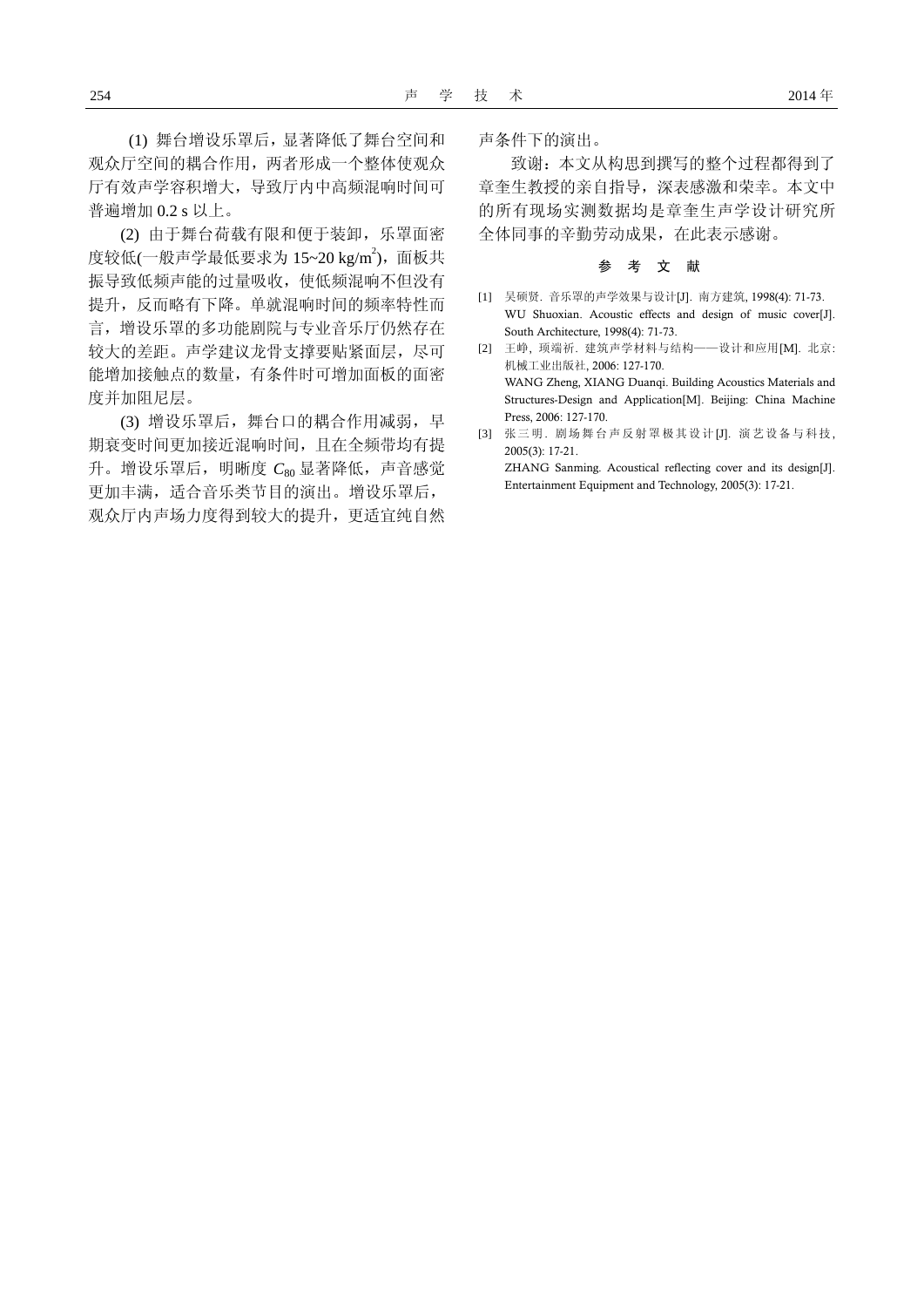(1) 舞台增设乐罩后，显著降低了舞台空间和观众厅空间的耦合作用，两者形成一个整体使观众厅有效声学容积增大，导致厅内中高频混响时间可普遍增加 0.2 s 以上。

(2) 由于舞台荷载有限和便于装卸，乐罩面密度较低(一般声学最低要求为 15~20 kg/m$^2$)，面板共振导致低频声能的过量吸收，使低频混响不但没有提升，反而略有下降。单就混响时间的频率特性而言，增设乐罩的多功能剧院与专业音乐厅仍然存在较大的差距。声学建议龙骨支撑要贴紧面层，尽可能增加接触点的数量，有条件时可增加面板的面密度并加阻尼层。

(3) 增设乐罩后，舞台口的耦合作用减弱，早期衰变时间更加接近混响时间，且在全频带均有提升。增设乐罩后，明晰度 $C_{80}$ 显著降低，声音感觉更加丰满，适合音乐类节目的演出。增设乐罩后，观众厅内声场力度得到较大的提升，更适宜纯自然声条件下的演出。

致谢：本文从构思到撰写的整个过程都得到了章奎生教授的亲自指导，深表感激和荣幸。本文中的所有现场实测数据均是章奎生声学设计研究所全体同事的辛勤劳动成果，在此表示感谢。

## 参 考 文 献

[1] 吴硕贤. 音乐罩的声学效果与设计[J]. 南方建筑, 1998(4): 71-73.
WU Shuoxian. Acoustic effects and design of music cover[J]. South Architecture, 1998(4): 71-73.

[2] 王峥, 项端祈. 建筑声学材料与结构——设计和应用[M]. 北京: 机械工业出版社, 2006: 127-170.
WANG Zheng, XIANG Duanqi. Building Acoustics Materials and Structures-Design and Application[M]. Beijing: China Machine Press, 2006: 127-170.

[3] 张三明. 剧场舞台声反射罩极其设计[J]. 演艺设备与科技, 2005(3): 17-21.
ZHANG Sanming. Acoustical reflecting cover and its design[J]. Entertainment Equipment and Technology, 2005(3): 17-21.